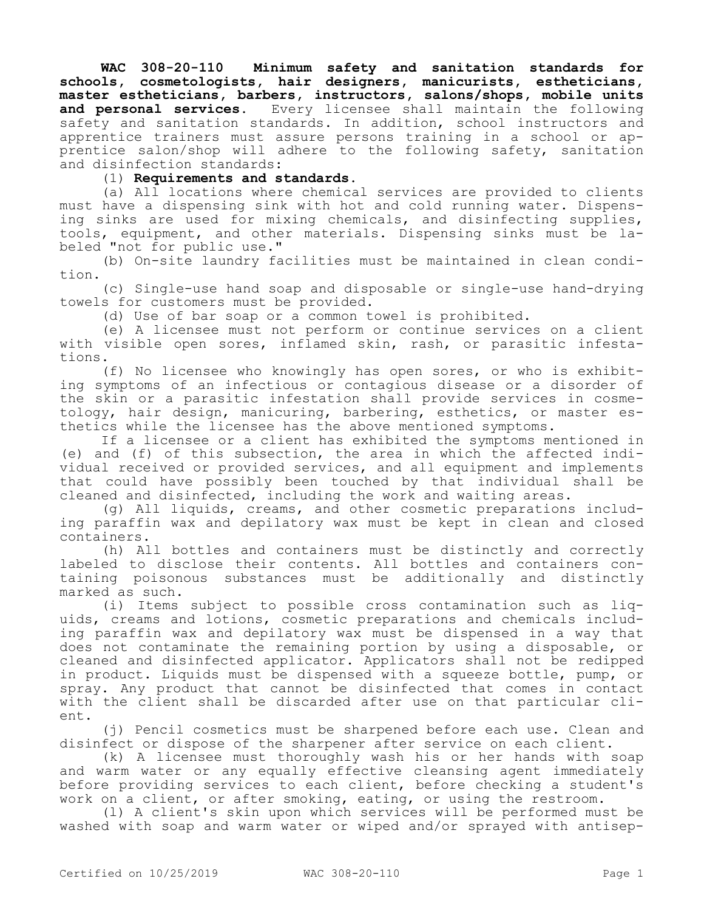**WAC 308-20-110 Minimum safety and sanitation standards for schools, cosmetologists, hair designers, manicurists, estheticians, master estheticians, barbers, instructors, salons/shops, mobile units and personal services.** Every licensee shall maintain the following safety and sanitation standards. In addition, school instructors and apprentice trainers must assure persons training in a school or apprentice salon/shop will adhere to the following safety, sanitation and disinfection standards:

(1) **Requirements and standards.**

(a) All locations where chemical services are provided to clients must have a dispensing sink with hot and cold running water. Dispensing sinks are used for mixing chemicals, and disinfecting supplies, tools, equipment, and other materials. Dispensing sinks must be labeled "not for public use."

(b) On-site laundry facilities must be maintained in clean condition.

(c) Single-use hand soap and disposable or single-use hand-drying towels for customers must be provided.

(d) Use of bar soap or a common towel is prohibited.

(e) A licensee must not perform or continue services on a client with visible open sores, inflamed skin, rash, or parasitic infestations.

(f) No licensee who knowingly has open sores, or who is exhibiting symptoms of an infectious or contagious disease or a disorder of the skin or a parasitic infestation shall provide services in cosmetology, hair design, manicuring, barbering, esthetics, or master esthetics while the licensee has the above mentioned symptoms.

If a licensee or a client has exhibited the symptoms mentioned in (e) and (f) of this subsection, the area in which the affected individual received or provided services, and all equipment and implements that could have possibly been touched by that individual shall be cleaned and disinfected, including the work and waiting areas.

(g) All liquids, creams, and other cosmetic preparations including paraffin wax and depilatory wax must be kept in clean and closed containers.

(h) All bottles and containers must be distinctly and correctly labeled to disclose their contents. All bottles and containers containing poisonous substances must be additionally and distinctly marked as such.

(i) Items subject to possible cross contamination such as liquids, creams and lotions, cosmetic preparations and chemicals including paraffin wax and depilatory wax must be dispensed in a way that does not contaminate the remaining portion by using a disposable, or cleaned and disinfected applicator. Applicators shall not be redipped in product. Liquids must be dispensed with a squeeze bottle, pump, or spray. Any product that cannot be disinfected that comes in contact with the client shall be discarded after use on that particular client.

(j) Pencil cosmetics must be sharpened before each use. Clean and disinfect or dispose of the sharpener after service on each client.

(k) A licensee must thoroughly wash his or her hands with soap and warm water or any equally effective cleansing agent immediately before providing services to each client, before checking a student's work on a client, or after smoking, eating, or using the restroom.

(l) A client's skin upon which services will be performed must be washed with soap and warm water or wiped and/or sprayed with antisep-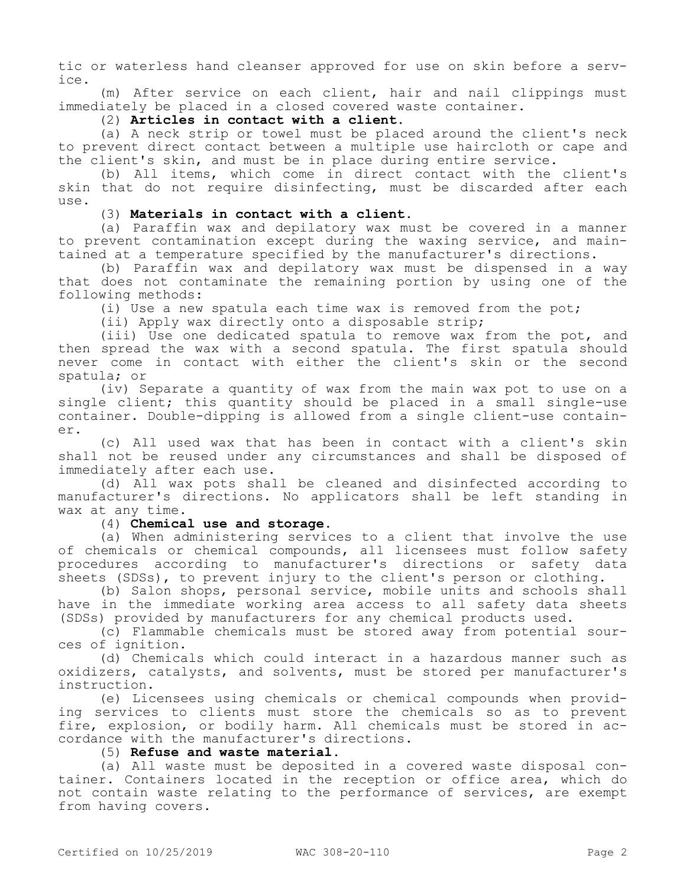tic or waterless hand cleanser approved for use on skin before a service.

(m) After service on each client, hair and nail clippings must immediately be placed in a closed covered waste container.

(2) **Articles in contact with a client.**

(a) A neck strip or towel must be placed around the client's neck to prevent direct contact between a multiple use haircloth or cape and the client's skin, and must be in place during entire service.

(b) All items, which come in direct contact with the client's skin that do not require disinfecting, must be discarded after each use.

(3) **Materials in contact with a client.**

(a) Paraffin wax and depilatory wax must be covered in a manner to prevent contamination except during the waxing service, and maintained at a temperature specified by the manufacturer's directions.

(b) Paraffin wax and depilatory wax must be dispensed in a way that does not contaminate the remaining portion by using one of the following methods:

(i) Use a new spatula each time wax is removed from the pot;

(ii) Apply wax directly onto a disposable strip;

(iii) Use one dedicated spatula to remove wax from the pot, and then spread the wax with a second spatula. The first spatula should never come in contact with either the client's skin or the second spatula; or

(iv) Separate a quantity of wax from the main wax pot to use on a single client; this quantity should be placed in a small single-use container. Double-dipping is allowed from a single client-use container.

(c) All used wax that has been in contact with a client's skin shall not be reused under any circumstances and shall be disposed of immediately after each use.

(d) All wax pots shall be cleaned and disinfected according to manufacturer's directions. No applicators shall be left standing in wax at any time.

(4) **Chemical use and storage.**

(a) When administering services to a client that involve the use of chemicals or chemical compounds, all licensees must follow safety procedures according to manufacturer's directions or safety data sheets (SDSs), to prevent injury to the client's person or clothing.

(b) Salon shops, personal service, mobile units and schools shall have in the immediate working area access to all safety data sheets (SDSs) provided by manufacturers for any chemical products used.

(c) Flammable chemicals must be stored away from potential sources of ignition.

(d) Chemicals which could interact in a hazardous manner such as oxidizers, catalysts, and solvents, must be stored per manufacturer's instruction.

(e) Licensees using chemicals or chemical compounds when providing services to clients must store the chemicals so as to prevent fire, explosion, or bodily harm. All chemicals must be stored in accordance with the manufacturer's directions.

(5) **Refuse and waste material.**

(a) All waste must be deposited in a covered waste disposal container. Containers located in the reception or office area, which do not contain waste relating to the performance of services, are exempt from having covers.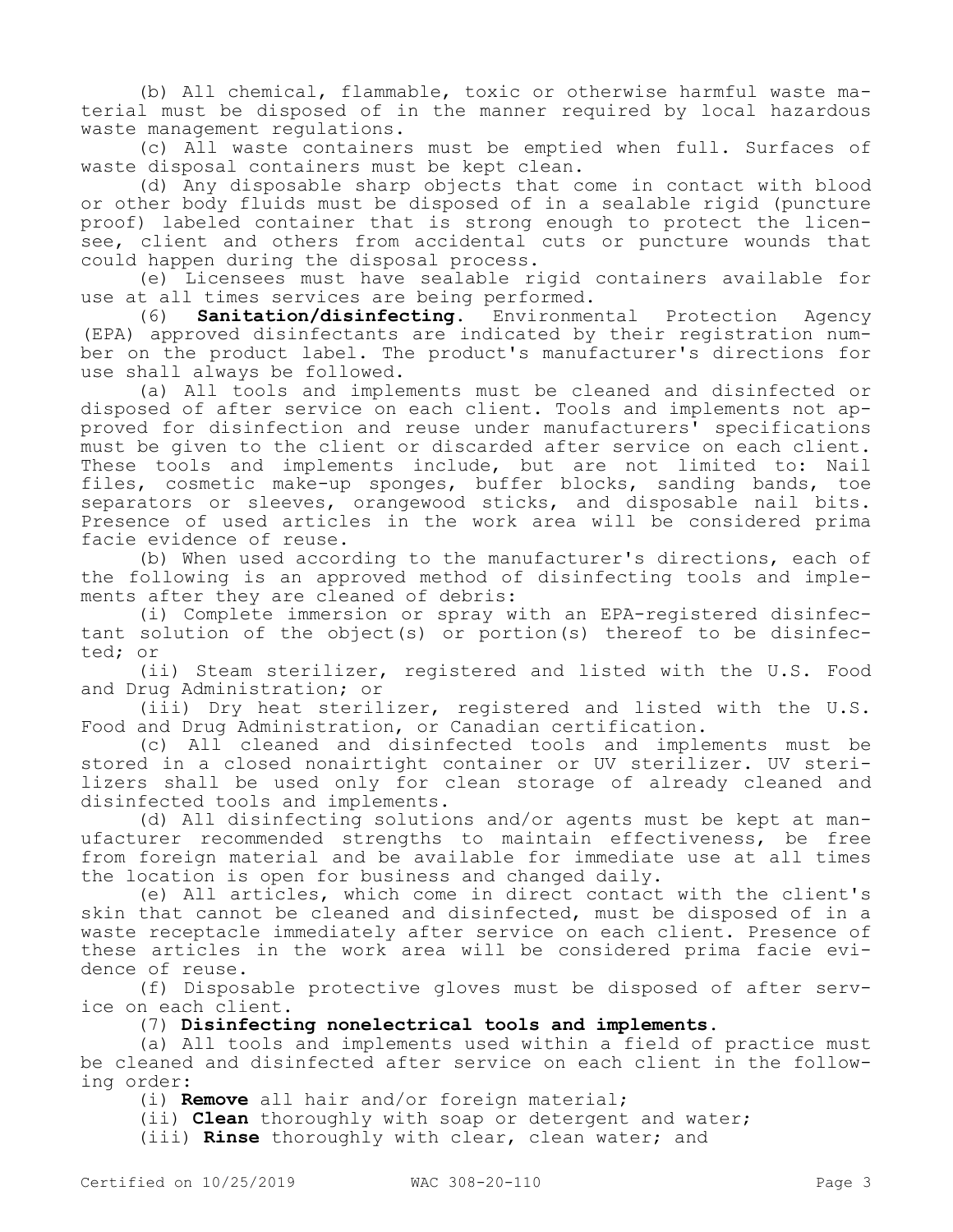(b) All chemical, flammable, toxic or otherwise harmful waste material must be disposed of in the manner required by local hazardous waste management regulations.

(c) All waste containers must be emptied when full. Surfaces of waste disposal containers must be kept clean.

(d) Any disposable sharp objects that come in contact with blood or other body fluids must be disposed of in a sealable rigid (puncture proof) labeled container that is strong enough to protect the licensee, client and others from accidental cuts or puncture wounds that could happen during the disposal process.

(e) Licensees must have sealable rigid containers available for use at all times services are being performed.

(6) **Sanitation/disinfecting.** Environmental Protection Agency (EPA) approved disinfectants are indicated by their registration number on the product label. The product's manufacturer's directions for use shall always be followed.

(a) All tools and implements must be cleaned and disinfected or disposed of after service on each client. Tools and implements not approved for disinfection and reuse under manufacturers' specifications must be given to the client or discarded after service on each client. These tools and implements include, but are not limited to: Nail files, cosmetic make-up sponges, buffer blocks, sanding bands, toe separators or sleeves, orangewood sticks, and disposable nail bits. Presence of used articles in the work area will be considered prima facie evidence of reuse.

(b) When used according to the manufacturer's directions, each of the following is an approved method of disinfecting tools and implements after they are cleaned of debris:

(i) Complete immersion or spray with an EPA-registered disinfectant solution of the object(s) or portion(s) thereof to be disinfected; or

(ii) Steam sterilizer, registered and listed with the U.S. Food and Drug Administration; or

(iii) Dry heat sterilizer, registered and listed with the U.S. Food and Drug Administration, or Canadian certification.

(c) All cleaned and disinfected tools and implements must be stored in a closed nonairtight container or UV sterilizer. UV sterilizers shall be used only for clean storage of already cleaned and disinfected tools and implements.

(d) All disinfecting solutions and/or agents must be kept at manufacturer recommended strengths to maintain effectiveness, be free from foreign material and be available for immediate use at all times the location is open for business and changed daily.

(e) All articles, which come in direct contact with the client's skin that cannot be cleaned and disinfected, must be disposed of in a waste receptacle immediately after service on each client. Presence of these articles in the work area will be considered prima facie evidence of reuse.

(f) Disposable protective gloves must be disposed of after service on each client.

(7) **Disinfecting nonelectrical tools and implements.**

(a) All tools and implements used within a field of practice must be cleaned and disinfected after service on each client in the following order:

(i) **Remove** all hair and/or foreign material;

(ii) **Clean** thoroughly with soap or detergent and water;

(iii) **Rinse** thoroughly with clear, clean water; and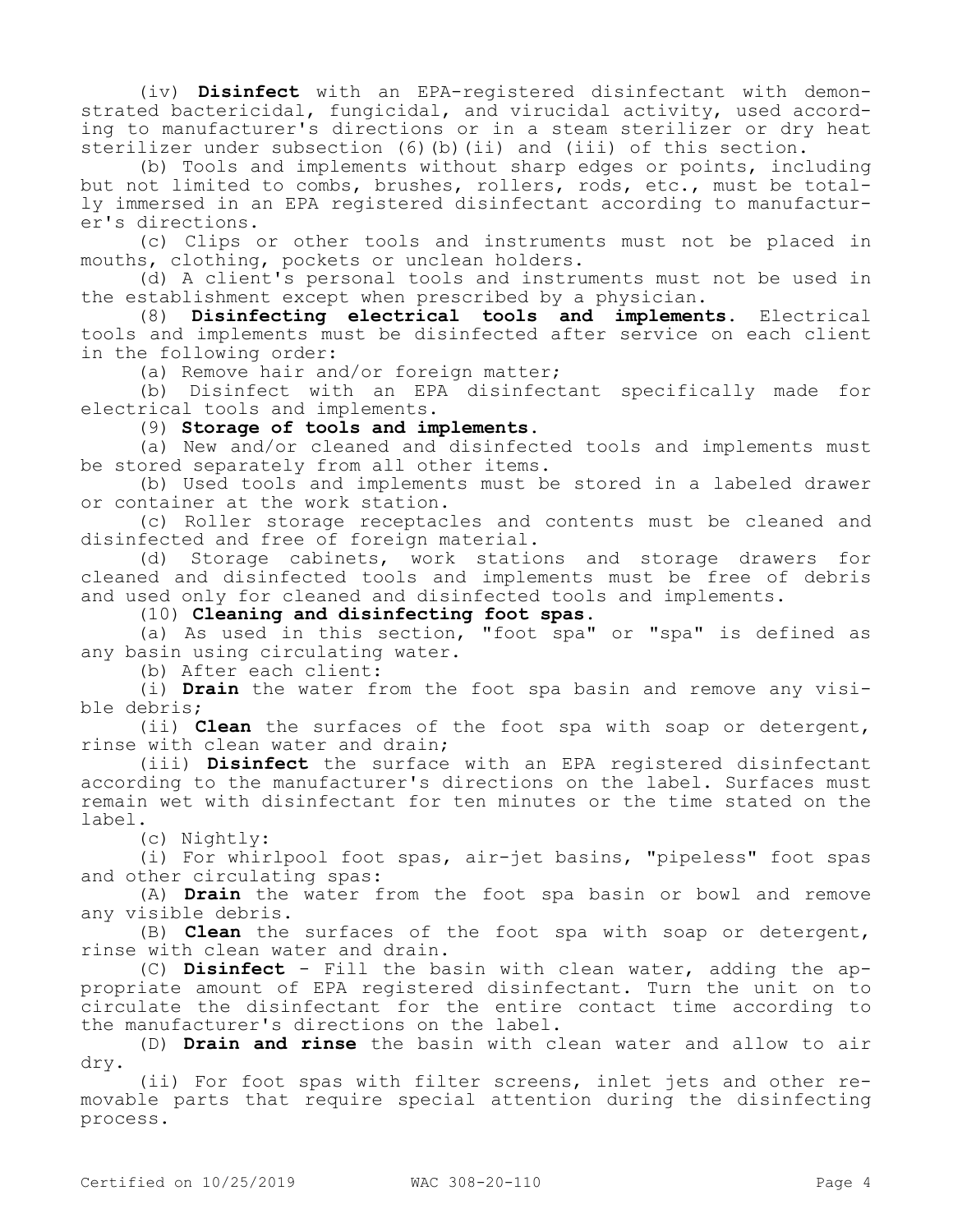(iv) **Disinfect** with an EPA-registered disinfectant with demonstrated bactericidal, fungicidal, and virucidal activity, used according to manufacturer's directions or in a steam sterilizer or dry heat sterilizer under subsection (6)(b)(ii) and (iii) of this section.

(b) Tools and implements without sharp edges or points, including but not limited to combs, brushes, rollers, rods, etc., must be totally immersed in an EPA registered disinfectant according to manufacturer's directions.

(c) Clips or other tools and instruments must not be placed in mouths, clothing, pockets or unclean holders.

(d) A client's personal tools and instruments must not be used in the establishment except when prescribed by a physician.

(8) **Disinfecting electrical tools and implements.** Electrical tools and implements must be disinfected after service on each client in the following order:

(a) Remove hair and/or foreign matter;

(b) Disinfect with an EPA disinfectant specifically made for electrical tools and implements.

(9) **Storage of tools and implements.**

(a) New and/or cleaned and disinfected tools and implements must be stored separately from all other items.

(b) Used tools and implements must be stored in a labeled drawer or container at the work station.

(c) Roller storage receptacles and contents must be cleaned and disinfected and free of foreign material.

(d) Storage cabinets, work stations and storage drawers for cleaned and disinfected tools and implements must be free of debris and used only for cleaned and disinfected tools and implements.

(10) **Cleaning and disinfecting foot spas.**

(a) As used in this section, "foot spa" or "spa" is defined as any basin using circulating water.

(b) After each client:

(i) **Drain** the water from the foot spa basin and remove any visible debris;

(ii) **Clean** the surfaces of the foot spa with soap or detergent, rinse with clean water and drain;

(iii) **Disinfect** the surface with an EPA registered disinfectant according to the manufacturer's directions on the label. Surfaces must remain wet with disinfectant for ten minutes or the time stated on the label.

(c) Nightly:

(i) For whirlpool foot spas, air-jet basins, "pipeless" foot spas and other circulating spas:

(A) **Drain** the water from the foot spa basin or bowl and remove any visible debris.

(B) **Clean** the surfaces of the foot spa with soap or detergent, rinse with clean water and drain.

(C) **Disinfect** - Fill the basin with clean water, adding the appropriate amount of EPA registered disinfectant. Turn the unit on to circulate the disinfectant for the entire contact time according to the manufacturer's directions on the label.

(D) **Drain and rinse** the basin with clean water and allow to air dry.

(ii) For foot spas with filter screens, inlet jets and other removable parts that require special attention during the disinfecting process.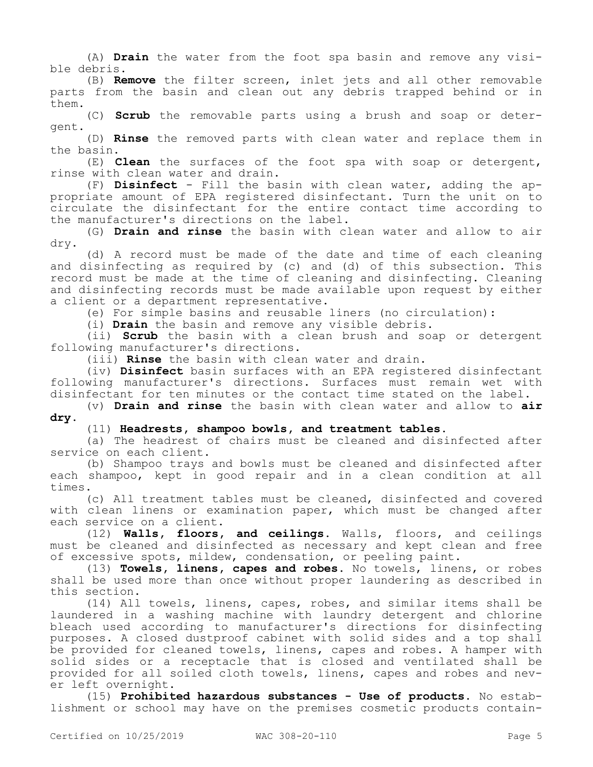(A) **Drain** the water from the foot spa basin and remove any visible debris.

(B) **Remove** the filter screen, inlet jets and all other removable parts from the basin and clean out any debris trapped behind or in them.

(C) **Scrub** the removable parts using a brush and soap or detergent.

(D) **Rinse** the removed parts with clean water and replace them in the basin.

(E) **Clean** the surfaces of the foot spa with soap or detergent, rinse with clean water and drain.

(F) **Disinfect** - Fill the basin with clean water, adding the appropriate amount of EPA registered disinfectant. Turn the unit on to circulate the disinfectant for the entire contact time according to the manufacturer's directions on the label.

(G) **Drain and rinse** the basin with clean water and allow to air dry.

(d) A record must be made of the date and time of each cleaning and disinfecting as required by (c) and (d) of this subsection. This record must be made at the time of cleaning and disinfecting. Cleaning and disinfecting records must be made available upon request by either a client or a department representative.

(e) For simple basins and reusable liners (no circulation):

(i) **Drain** the basin and remove any visible debris.

(ii) **Scrub** the basin with a clean brush and soap or detergent following manufacturer's directions.

(iii) **Rinse** the basin with clean water and drain.

(iv) **Disinfect** basin surfaces with an EPA registered disinfectant following manufacturer's directions. Surfaces must remain wet with disinfectant for ten minutes or the contact time stated on the label.

(v) **Drain and rinse** the basin with clean water and allow to **air dry**.

(11) **Headrests, shampoo bowls, and treatment tables.**

(a) The headrest of chairs must be cleaned and disinfected after service on each client.

(b) Shampoo trays and bowls must be cleaned and disinfected after each shampoo, kept in good repair and in a clean condition at all times.

(c) All treatment tables must be cleaned, disinfected and covered with clean linens or examination paper, which must be changed after each service on a client.

(12) **Walls, floors, and ceilings.** Walls, floors, and ceilings must be cleaned and disinfected as necessary and kept clean and free of excessive spots, mildew, condensation, or peeling paint.

(13) **Towels, linens, capes and robes.** No towels, linens, or robes shall be used more than once without proper laundering as described in this section.

(14) All towels, linens, capes, robes, and similar items shall be laundered in a washing machine with laundry detergent and chlorine bleach used according to manufacturer's directions for disinfecting purposes. A closed dustproof cabinet with solid sides and a top shall be provided for cleaned towels, linens, capes and robes. A hamper with solid sides or a receptacle that is closed and ventilated shall be provided for all soiled cloth towels, linens, capes and robes and never left overnight.

(15) **Prohibited hazardous substances - Use of products.** No establishment or school may have on the premises cosmetic products contain-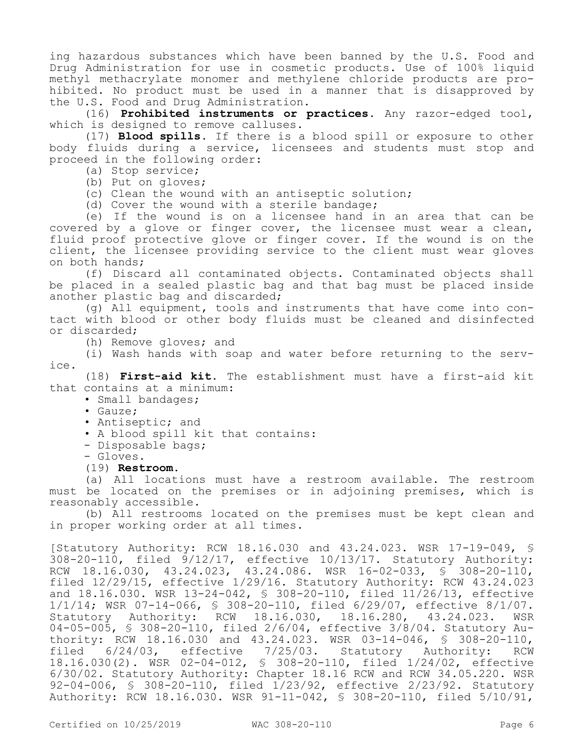ing hazardous substances which have been banned by the U.S. Food and Drug Administration for use in cosmetic products. Use of 100% liquid methyl methacrylate monomer and methylene chloride products are prohibited. No product must be used in a manner that is disapproved by the U.S. Food and Drug Administration.

(16) **Prohibited instruments or practices.** Any razor-edged tool, which is designed to remove calluses.

(17) **Blood spills.** If there is a blood spill or exposure to other body fluids during a service, licensees and students must stop and proceed in the following order:

(a) Stop service;

(b) Put on gloves;

(c) Clean the wound with an antiseptic solution;

(d) Cover the wound with a sterile bandage;

(e) If the wound is on a licensee hand in an area that can be covered by a glove or finger cover, the licensee must wear a clean, fluid proof protective glove or finger cover. If the wound is on the client, the licensee providing service to the client must wear gloves on both hands;

(f) Discard all contaminated objects. Contaminated objects shall be placed in a sealed plastic bag and that bag must be placed inside another plastic bag and discarded;

(g) All equipment, tools and instruments that have come into contact with blood or other body fluids must be cleaned and disinfected or discarded;

(h) Remove gloves; and

(i) Wash hands with soap and water before returning to the service.

(18) **First-aid kit.** The establishment must have a first-aid kit that contains at a minimum:

- Small bandages;
- Gauze;
- Antiseptic; and
- A blood spill kit that contains:
  - Disposable bags;
  - Gloves.

(19) **Restroom.**

(a) All locations must have a restroom available. The restroom must be located on the premises or in adjoining premises, which is reasonably accessible.

(b) All restrooms located on the premises must be kept clean and in proper working order at all times.

[Statutory Authority: RCW 18.16.030 and 43.24.023. WSR 17-19-049, § 308-20-110, filed 9/12/17, effective 10/13/17. Statutory Authority: RCW 18.16.030, 43.24.023, 43.24.086. WSR 16-02-033, § 308-20-110, filed 12/29/15, effective 1/29/16. Statutory Authority: RCW 43.24.023 and 18.16.030. WSR 13-24-042, § 308-20-110, filed 11/26/13, effective 1/1/14; WSR 07-14-066, § 308-20-110, filed 6/29/07, effective 8/1/07. Statutory Authority: RCW 18.16.030, 18.16.280, 43.24.023. WSR 04-05-005, § 308-20-110, filed 2/6/04, effective 3/8/04. Statutory Authority: RCW 18.16.030 and 43.24.023. WSR 03-14-046, § 308-20-110, filed 6/24/03, effective 7/25/03. Statutory Authority: RCW 18.16.030(2). WSR 02-04-012, § 308-20-110, filed 1/24/02, effective 6/30/02. Statutory Authority: Chapter 18.16 RCW and RCW 34.05.220. WSR 92-04-006, § 308-20-110, filed 1/23/92, effective 2/23/92. Statutory Authority: RCW 18.16.030. WSR 91-11-042, § 308-20-110, filed 5/10/91,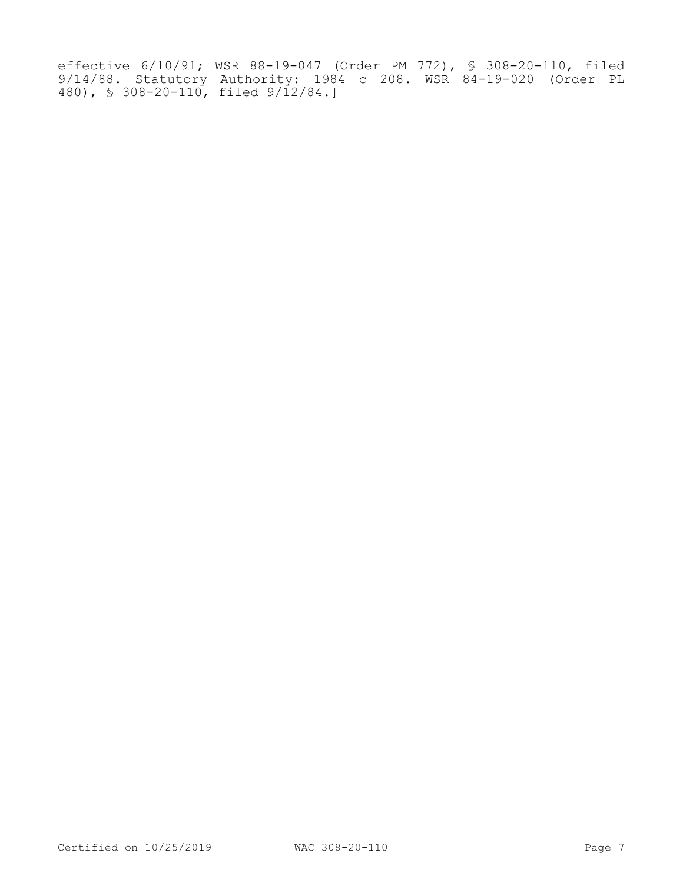effective 6/10/91; WSR 88-19-047 (Order PM 772), § 308-20-110, filed 9/14/88. Statutory Authority: 1984 c 208. WSR 84-19-020 (Order PL 480), § 308-20-110, filed 9/12/84.]